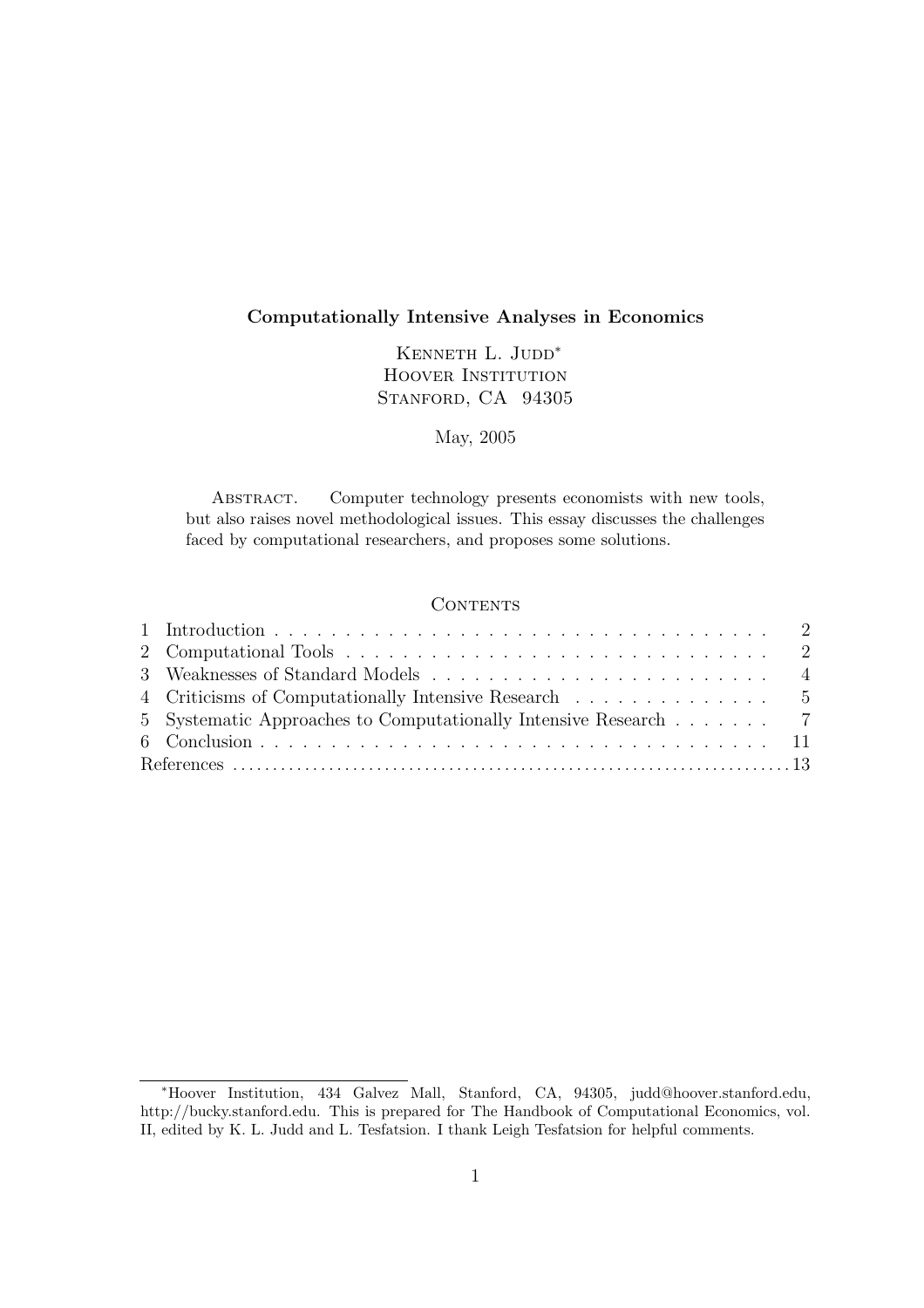# Computationally Intensive Analyses in Economics

Kenneth L. Judd*
Hoover Institution
Stanford, CA 94305

May, 2005

Abstract. Computer technology presents economists with new tools, but also raises novel methodological issues. This essay discusses the challenges faced by computational researchers, and proposes some solutions.

## Contents

| | | |
|---|---|---|
| 1 | Introduction | 2 |
| 2 | Computational Tools | 2 |
| 3 | Weaknesses of Standard Models | 4 |
| 4 | Criticisms of Computationally Intensive Research | 5 |
| 5 | Systematic Approaches to Computationally Intensive Research | 7 |
| 6 | Conclusion | 11 |
| | References | 13 |

---

*Hoover Institution, 434 Galvez Mall, Stanford, CA, 94305, judd@hoover.stanford.edu, http://bucky.stanford.edu. This is prepared for The Handbook of Computational Economics, vol. II, edited by K. L. Judd and L. Tesfatsion. I thank Leigh Tesfatsion for helpful comments.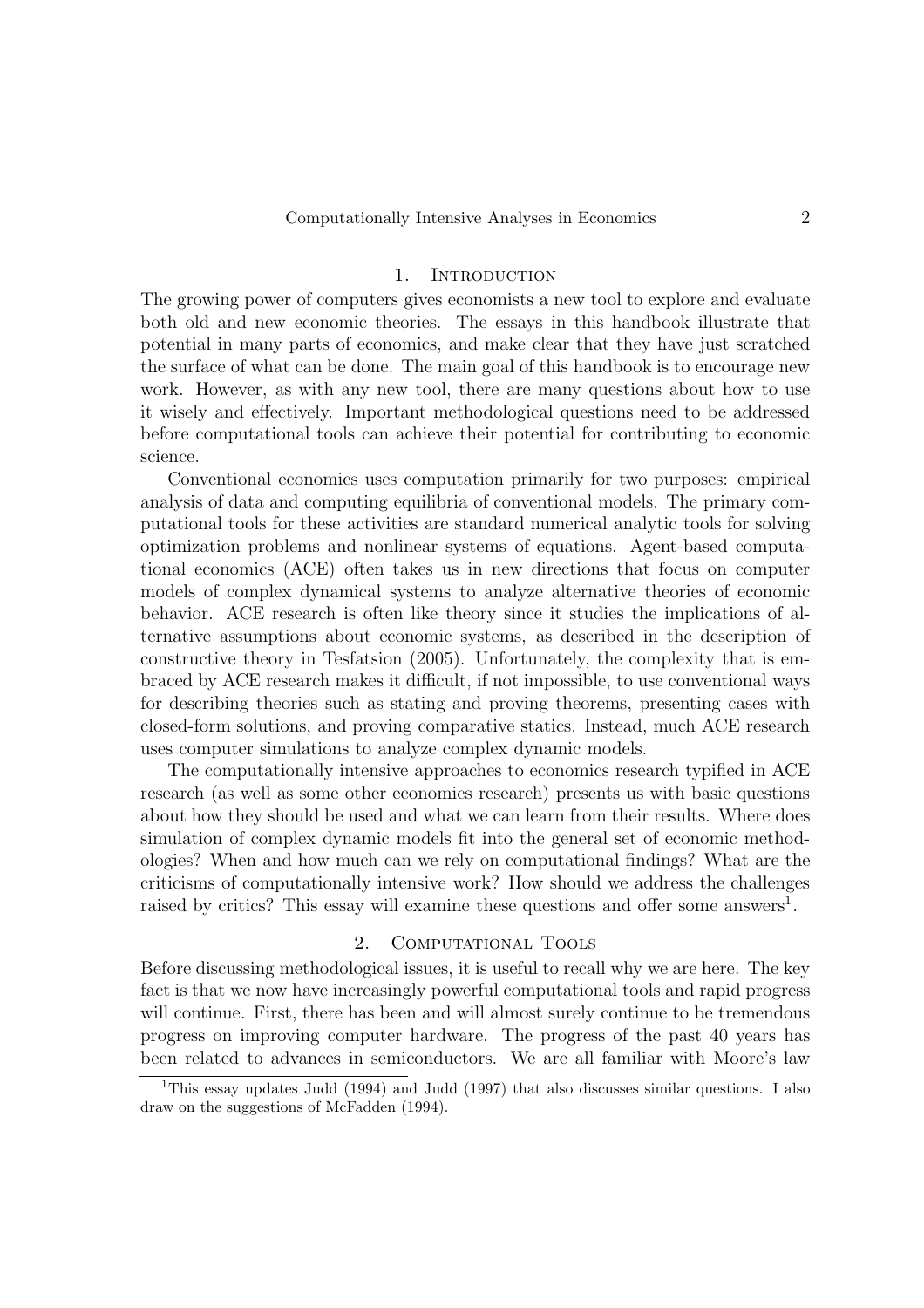## 1. Introduction

The growing power of computers gives economists a new tool to explore and evaluate both old and new economic theories. The essays in this handbook illustrate that potential in many parts of economics, and make clear that they have just scratched the surface of what can be done. The main goal of this handbook is to encourage new work. However, as with any new tool, there are many questions about how to use it wisely and effectively. Important methodological questions need to be addressed before computational tools can achieve their potential for contributing to economic science.

Conventional economics uses computation primarily for two purposes: empirical analysis of data and computing equilibria of conventional models. The primary computational tools for these activities are standard numerical analytic tools for solving optimization problems and nonlinear systems of equations. Agent-based computational economics (ACE) often takes us in new directions that focus on computer models of complex dynamical systems to analyze alternative theories of economic behavior. ACE research is often like theory since it studies the implications of alternative assumptions about economic systems, as described in the description of constructive theory in Tesfatsion (2005). Unfortunately, the complexity that is embraced by ACE research makes it difficult, if not impossible, to use conventional ways for describing theories such as stating and proving theorems, presenting cases with closed-form solutions, and proving comparative statics. Instead, much ACE research uses computer simulations to analyze complex dynamic models.

The computationally intensive approaches to economics research typified in ACE research (as well as some other economics research) presents us with basic questions about how they should be used and what we can learn from their results. Where does simulation of complex dynamic models fit into the general set of economic methodologies? When and how much can we rely on computational findings? What are the criticisms of computationally intensive work? How should we address the challenges raised by critics? This essay will examine these questions and offer some answers[1].

## 2. Computational Tools

Before discussing methodological issues, it is useful to recall why we are here. The key fact is that we now have increasingly powerful computational tools and rapid progress will continue. First, there has been and will almost surely continue to be tremendous progress on improving computer hardware. The progress of the past 40 years has been related to advances in semiconductors. We are all familiar with Moore's law

[1] This essay updates Judd (1994) and Judd (1997) that also discusses similar questions. I also draw on the suggestions of McFadden (1994).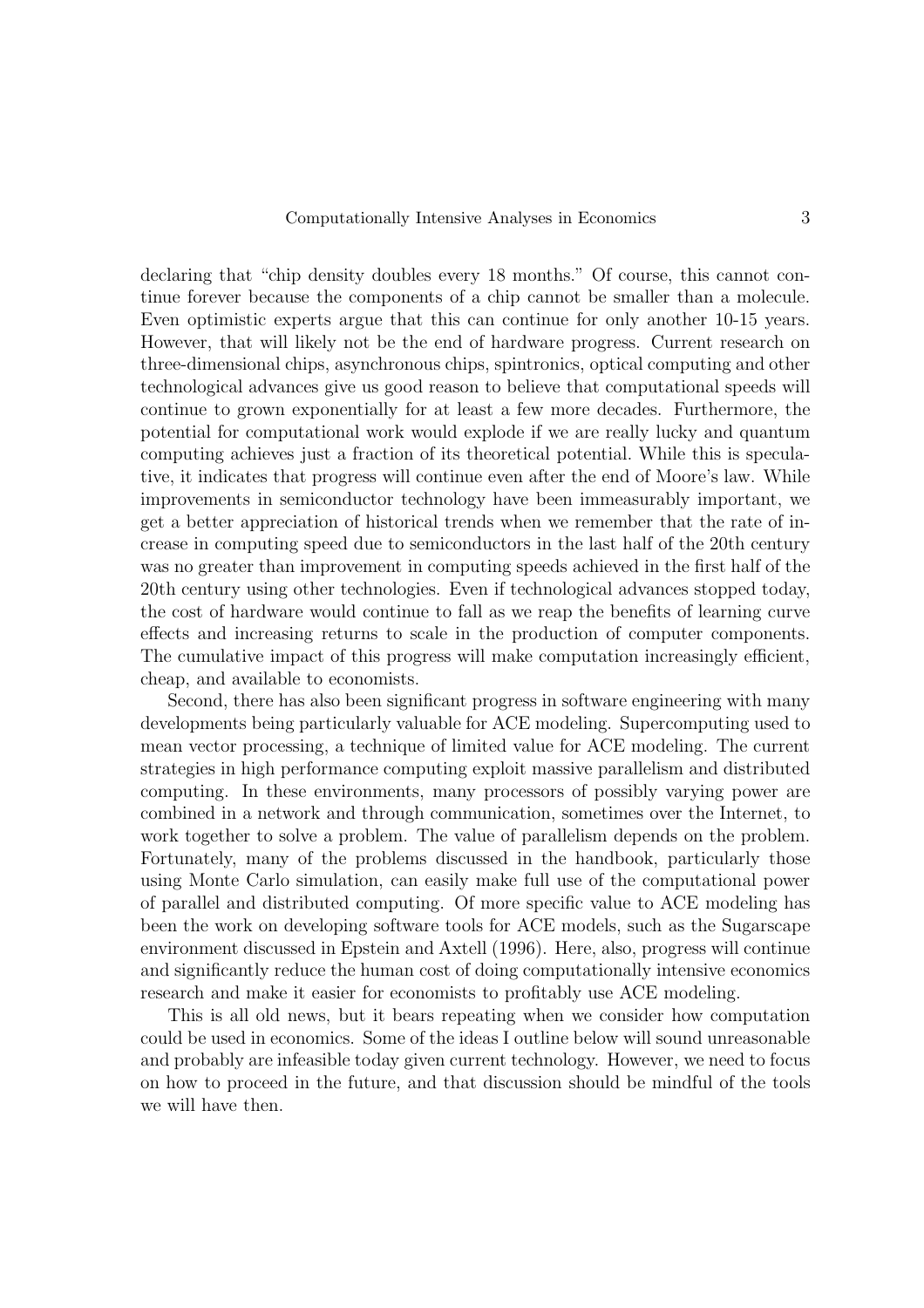declaring that "chip density doubles every 18 months." Of course, this cannot continue forever because the components of a chip cannot be smaller than a molecule. Even optimistic experts argue that this can continue for only another 10-15 years. However, that will likely not be the end of hardware progress. Current research on three-dimensional chips, asynchronous chips, spintronics, optical computing and other technological advances give us good reason to believe that computational speeds will continue to grown exponentially for at least a few more decades. Furthermore, the potential for computational work would explode if we are really lucky and quantum computing achieves just a fraction of its theoretical potential. While this is speculative, it indicates that progress will continue even after the end of Moore's law. While improvements in semiconductor technology have been immeasurably important, we get a better appreciation of historical trends when we remember that the rate of increase in computing speed due to semiconductors in the last half of the 20th century was no greater than improvement in computing speeds achieved in the first half of the 20th century using other technologies. Even if technological advances stopped today, the cost of hardware would continue to fall as we reap the benefits of learning curve effects and increasing returns to scale in the production of computer components. The cumulative impact of this progress will make computation increasingly efficient, cheap, and available to economists.

Second, there has also been significant progress in software engineering with many developments being particularly valuable for ACE modeling. Supercomputing used to mean vector processing, a technique of limited value for ACE modeling. The current strategies in high performance computing exploit massive parallelism and distributed computing. In these environments, many processors of possibly varying power are combined in a network and through communication, sometimes over the Internet, to work together to solve a problem. The value of parallelism depends on the problem. Fortunately, many of the problems discussed in the handbook, particularly those using Monte Carlo simulation, can easily make full use of the computational power of parallel and distributed computing. Of more specific value to ACE modeling has been the work on developing software tools for ACE models, such as the Sugarscape environment discussed in Epstein and Axtell (1996). Here, also, progress will continue and significantly reduce the human cost of doing computationally intensive economics research and make it easier for economists to profitably use ACE modeling.

This is all old news, but it bears repeating when we consider how computation could be used in economics. Some of the ideas I outline below will sound unreasonable and probably are infeasible today given current technology. However, we need to focus on how to proceed in the future, and that discussion should be mindful of the tools we will have then.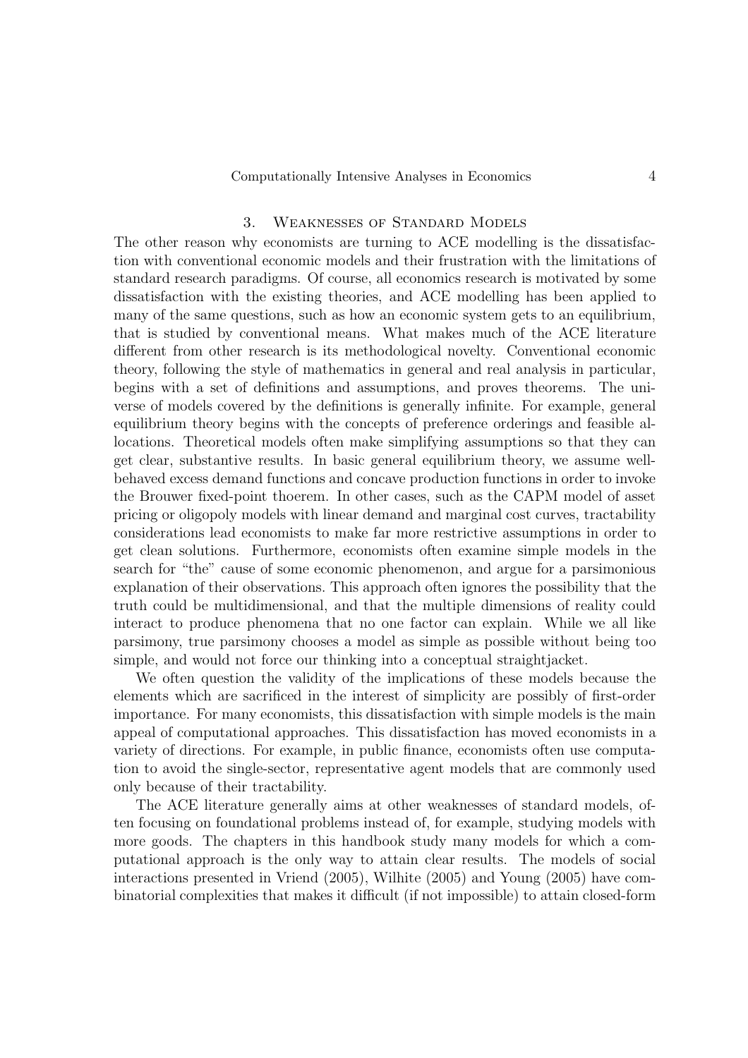## 3. Weaknesses of Standard Models

The other reason why economists are turning to ACE modelling is the dissatisfaction with conventional economic models and their frustration with the limitations of standard research paradigms. Of course, all economics research is motivated by some dissatisfaction with the existing theories, and ACE modelling has been applied to many of the same questions, such as how an economic system gets to an equilibrium, that is studied by conventional means. What makes much of the ACE literature different from other research is its methodological novelty. Conventional economic theory, following the style of mathematics in general and real analysis in particular, begins with a set of definitions and assumptions, and proves theorems. The universe of models covered by the definitions is generally infinite. For example, general equilibrium theory begins with the concepts of preference orderings and feasible allocations. Theoretical models often make simplifying assumptions so that they can get clear, substantive results. In basic general equilibrium theory, we assume well-behaved excess demand functions and concave production functions in order to invoke the Brouwer fixed-point thoerem. In other cases, such as the CAPM model of asset pricing or oligopoly models with linear demand and marginal cost curves, tractability considerations lead economists to make far more restrictive assumptions in order to get clean solutions. Furthermore, economists often examine simple models in the search for "the" cause of some economic phenomenon, and argue for a parsimonious explanation of their observations. This approach often ignores the possibility that the truth could be multidimensional, and that the multiple dimensions of reality could interact to produce phenomena that no one factor can explain. While we all like parsimony, true parsimony chooses a model as simple as possible without being too simple, and would not force our thinking into a conceptual straightjacket.

We often question the validity of the implications of these models because the elements which are sacrificed in the interest of simplicity are possibly of first-order importance. For many economists, this dissatisfaction with simple models is the main appeal of computational approaches. This dissatisfaction has moved economists in a variety of directions. For example, in public finance, economists often use computation to avoid the single-sector, representative agent models that are commonly used only because of their tractability.

The ACE literature generally aims at other weaknesses of standard models, often focusing on foundational problems instead of, for example, studying models with more goods. The chapters in this handbook study many models for which a computational approach is the only way to attain clear results. The models of social interactions presented in Vriend (2005), Wilhite (2005) and Young (2005) have combinatorial complexities that makes it difficult (if not impossible) to attain closed-form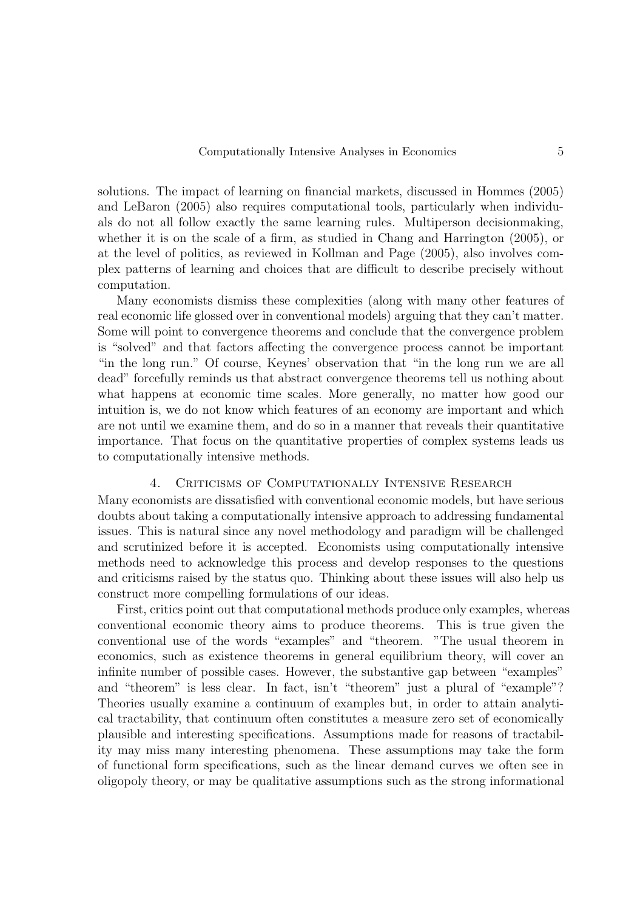solutions. The impact of learning on financial markets, discussed in Hommes (2005) and LeBaron (2005) also requires computational tools, particularly when individuals do not all follow exactly the same learning rules. Multiperson decisionmaking, whether it is on the scale of a firm, as studied in Chang and Harrington (2005), or at the level of politics, as reviewed in Kollman and Page (2005), also involves complex patterns of learning and choices that are difficult to describe precisely without computation.

Many economists dismiss these complexities (along with many other features of real economic life glossed over in conventional models) arguing that they can't matter. Some will point to convergence theorems and conclude that the convergence problem is "solved" and that factors affecting the convergence process cannot be important "in the long run." Of course, Keynes' observation that "in the long run we are all dead" forcefully reminds us that abstract convergence theorems tell us nothing about what happens at economic time scales. More generally, no matter how good our intuition is, we do not know which features of an economy are important and which are not until we examine them, and do so in a manner that reveals their quantitative importance. That focus on the quantitative properties of complex systems leads us to computationally intensive methods.

## 4. Criticisms of Computationally Intensive Research

Many economists are dissatisfied with conventional economic models, but have serious doubts about taking a computationally intensive approach to addressing fundamental issues. This is natural since any novel methodology and paradigm will be challenged and scrutinized before it is accepted. Economists using computationally intensive methods need to acknowledge this process and develop responses to the questions and criticisms raised by the status quo. Thinking about these issues will also help us construct more compelling formulations of our ideas.

First, critics point out that computational methods produce only examples, whereas conventional economic theory aims to produce theorems. This is true given the conventional use of the words "examples" and "theorem. "The usual theorem in economics, such as existence theorems in general equilibrium theory, will cover an infinite number of possible cases. However, the substantive gap between "examples" and "theorem" is less clear. In fact, isn't "theorem" just a plural of "example"? Theories usually examine a continuum of examples but, in order to attain analytical tractability, that continuum often constitutes a measure zero set of economically plausible and interesting specifications. Assumptions made for reasons of tractability may miss many interesting phenomena. These assumptions may take the form of functional form specifications, such as the linear demand curves we often see in oligopoly theory, or may be qualitative assumptions such as the strong informational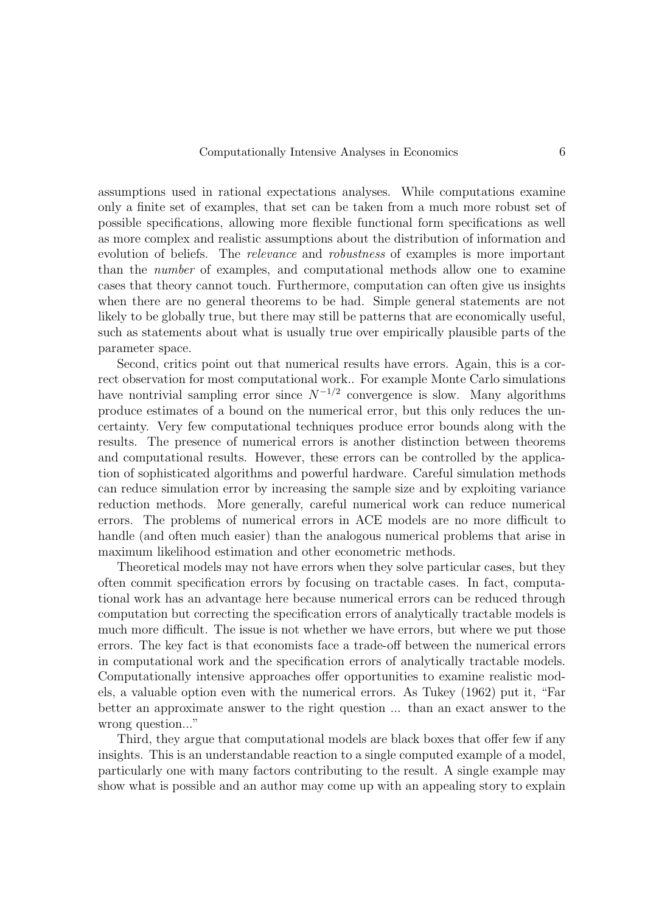assumptions used in rational expectations analyses. While computations examine only a finite set of examples, that set can be taken from a much more robust set of possible specifications, allowing more flexible functional form specifications as well as more complex and realistic assumptions about the distribution of information and evolution of beliefs. The *relevance* and *robustness* of examples is more important than the *number* of examples, and computational methods allow one to examine cases that theory cannot touch. Furthermore, computation can often give us insights when there are no general theorems to be had. Simple general statements are not likely to be globally true, but there may still be patterns that are economically useful, such as statements about what is usually true over empirically plausible parts of the parameter space.

Second, critics point out that numerical results have errors. Again, this is a correct observation for most computational work.. For example Monte Carlo simulations have nontrivial sampling error since $N^{-1/2}$ convergence is slow. Many algorithms produce estimates of a bound on the numerical error, but this only reduces the uncertainty. Very few computational techniques produce error bounds along with the results. The presence of numerical errors is another distinction between theorems and computational results. However, these errors can be controlled by the application of sophisticated algorithms and powerful hardware. Careful simulation methods can reduce simulation error by increasing the sample size and by exploiting variance reduction methods. More generally, careful numerical work can reduce numerical errors. The problems of numerical errors in ACE models are no more difficult to handle (and often much easier) than the analogous numerical problems that arise in maximum likelihood estimation and other econometric methods.

Theoretical models may not have errors when they solve particular cases, but they often commit specification errors by focusing on tractable cases. In fact, computational work has an advantage here because numerical errors can be reduced through computation but correcting the specification errors of analytically tractable models is much more difficult. The issue is not whether we have errors, but where we put those errors. The key fact is that economists face a trade-off between the numerical errors in computational work and the specification errors of analytically tractable models. Computationally intensive approaches offer opportunities to examine realistic models, a valuable option even with the numerical errors. As Tukey (1962) put it, "Far better an approximate answer to the right question ... than an exact answer to the wrong question..."

Third, they argue that computational models are black boxes that offer few if any insights. This is an understandable reaction to a single computed example of a model, particularly one with many factors contributing to the result. A single example may show what is possible and an author may come up with an appealing story to explain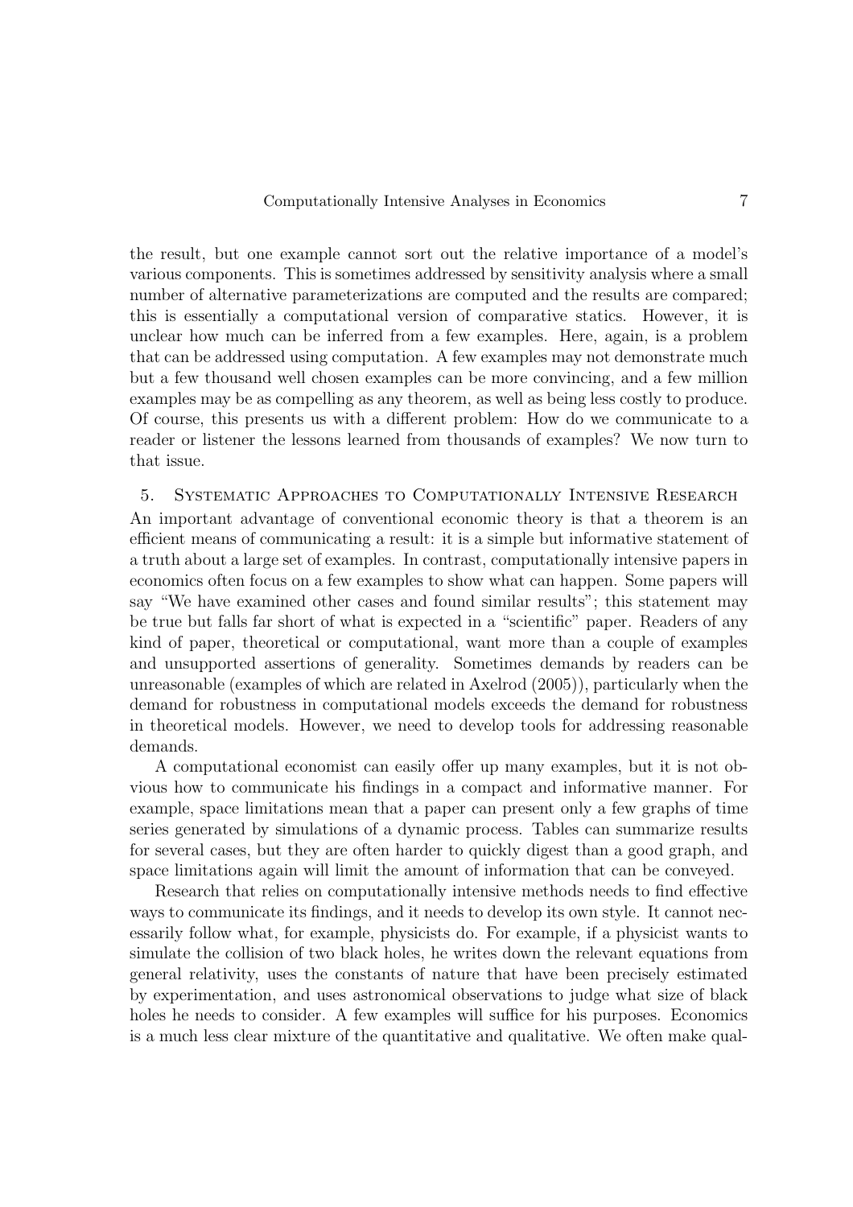the result, but one example cannot sort out the relative importance of a model's various components. This is sometimes addressed by sensitivity analysis where a small number of alternative parameterizations are computed and the results are compared; this is essentially a computational version of comparative statics. However, it is unclear how much can be inferred from a few examples. Here, again, is a problem that can be addressed using computation. A few examples may not demonstrate much but a few thousand well chosen examples can be more convincing, and a few million examples may be as compelling as any theorem, as well as being less costly to produce. Of course, this presents us with a different problem: How do we communicate to a reader or listener the lessons learned from thousands of examples? We now turn to that issue.

## 5. Systematic Approaches to Computationally Intensive Research

An important advantage of conventional economic theory is that a theorem is an efficient means of communicating a result: it is a simple but informative statement of a truth about a large set of examples. In contrast, computationally intensive papers in economics often focus on a few examples to show what can happen. Some papers will say "We have examined other cases and found similar results"; this statement may be true but falls far short of what is expected in a "scientific" paper. Readers of any kind of paper, theoretical or computational, want more than a couple of examples and unsupported assertions of generality. Sometimes demands by readers can be unreasonable (examples of which are related in Axelrod (2005)), particularly when the demand for robustness in computational models exceeds the demand for robustness in theoretical models. However, we need to develop tools for addressing reasonable demands.

A computational economist can easily offer up many examples, but it is not obvious how to communicate his findings in a compact and informative manner. For example, space limitations mean that a paper can present only a few graphs of time series generated by simulations of a dynamic process. Tables can summarize results for several cases, but they are often harder to quickly digest than a good graph, and space limitations again will limit the amount of information that can be conveyed.

Research that relies on computationally intensive methods needs to find effective ways to communicate its findings, and it needs to develop its own style. It cannot necessarily follow what, for example, physicists do. For example, if a physicist wants to simulate the collision of two black holes, he writes down the relevant equations from general relativity, uses the constants of nature that have been precisely estimated by experimentation, and uses astronomical observations to judge what size of black holes he needs to consider. A few examples will suffice for his purposes. Economics is a much less clear mixture of the quantitative and qualitative. We often make qual-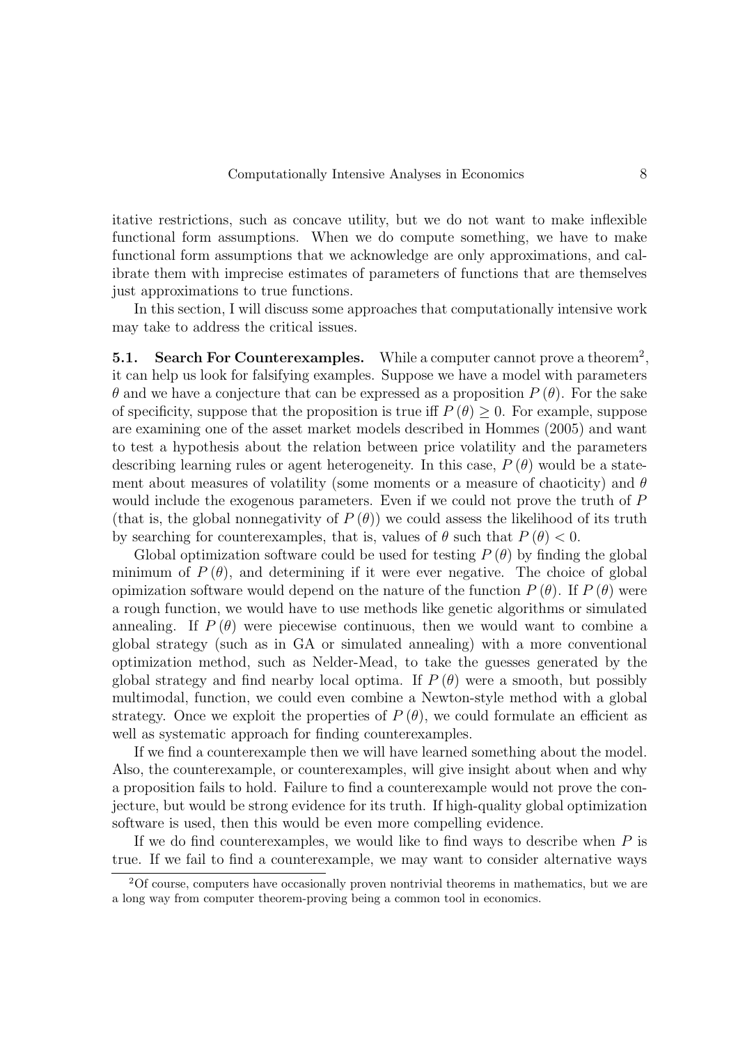itative restrictions, such as concave utility, but we do not want to make inflexible functional form assumptions. When we do compute something, we have to make functional form assumptions that we acknowledge are only approximations, and calibrate them with imprecise estimates of parameters of functions that are themselves just approximations to true functions.

In this section, I will discuss some approaches that computationally intensive work may take to address the critical issues.

**5.1. Search For Counterexamples.** While a computer cannot prove a theorem[2], it can help us look for falsifying examples. Suppose we have a model with parameters $\theta$ and we have a conjecture that can be expressed as a proposition $P(\theta)$. For the sake of specificity, suppose that the proposition is true iff $P(\theta) \geq 0$. For example, suppose are examining one of the asset market models described in Hommes (2005) and want to test a hypothesis about the relation between price volatility and the parameters describing learning rules or agent heterogeneity. In this case, $P(\theta)$ would be a statement about measures of volatility (some moments or a measure of chaoticity) and $\theta$ would include the exogenous parameters. Even if we could not prove the truth of $P$ (that is, the global nonnegativity of $P(\theta)$) we could assess the likelihood of its truth by searching for counterexamples, that is, values of $\theta$ such that $P(\theta) < 0$.

Global optimization software could be used for testing $P(\theta)$ by finding the global minimum of $P(\theta)$, and determining if it were ever negative. The choice of global opimization software would depend on the nature of the function $P(\theta)$. If $P(\theta)$ were a rough function, we would have to use methods like genetic algorithms or simulated annealing. If $P(\theta)$ were piecewise continuous, then we would want to combine a global strategy (such as in GA or simulated annealing) with a more conventional optimization method, such as Nelder-Mead, to take the guesses generated by the global strategy and find nearby local optima. If $P(\theta)$ were a smooth, but possibly multimodal, function, we could even combine a Newton-style method with a global strategy. Once we exploit the properties of $P(\theta)$, we could formulate an efficient as well as systematic approach for finding counterexamples.

If we find a counterexample then we will have learned something about the model. Also, the counterexample, or counterexamples, will give insight about when and why a proposition fails to hold. Failure to find a counterexample would not prove the conjecture, but would be strong evidence for its truth. If high-quality global optimization software is used, then this would be even more compelling evidence.

If we do find counterexamples, we would like to find ways to describe when $P$ is true. If we fail to find a counterexample, we may want to consider alternative ways

[2] Of course, computers have occasionally proven nontrivial theorems in mathematics, but we are a long way from computer theorem-proving being a common tool in economics.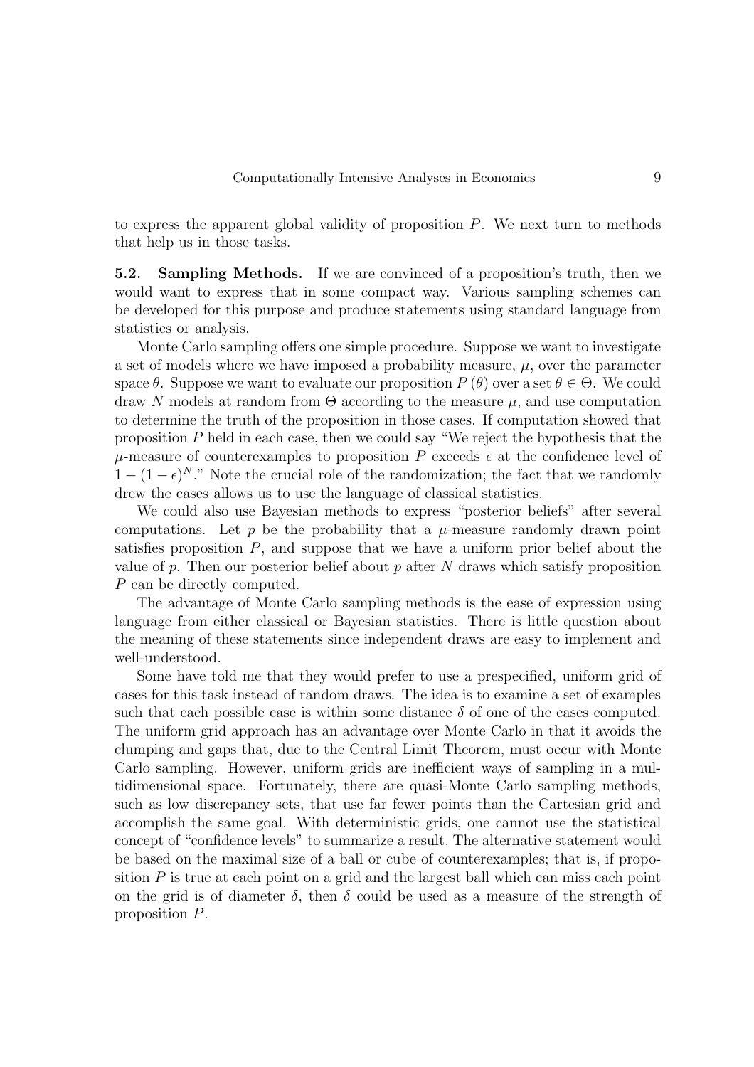to express the apparent global validity of proposition $P$. We next turn to methods that help us in those tasks.

**5.2. Sampling Methods.** If we are convinced of a proposition's truth, then we would want to express that in some compact way. Various sampling schemes can be developed for this purpose and produce statements using standard language from statistics or analysis.

Monte Carlo sampling offers one simple procedure. Suppose we want to investigate a set of models where we have imposed a probability measure, $\mu$, over the parameter space $\theta$. Suppose we want to evaluate our proposition $P(\theta)$ over a set $\theta \in \Theta$. We could draw $N$ models at random from $\Theta$ according to the measure $\mu$, and use computation to determine the truth of the proposition in those cases. If computation showed that proposition $P$ held in each case, then we could say "We reject the hypothesis that the $\mu$-measure of counterexamples to proposition $P$ exceeds $\epsilon$ at the confidence level of $1-(1-\epsilon)^N$." Note the crucial role of the randomization; the fact that we randomly drew the cases allows us to use the language of classical statistics.

We could also use Bayesian methods to express "posterior beliefs" after several computations. Let $p$ be the probability that a $\mu$-measure randomly drawn point satisfies proposition $P$, and suppose that we have a uniform prior belief about the value of $p$. Then our posterior belief about $p$ after $N$ draws which satisfy proposition $P$ can be directly computed.

The advantage of Monte Carlo sampling methods is the ease of expression using language from either classical or Bayesian statistics. There is little question about the meaning of these statements since independent draws are easy to implement and well-understood.

Some have told me that they would prefer to use a prespecified, uniform grid of cases for this task instead of random draws. The idea is to examine a set of examples such that each possible case is within some distance $\delta$ of one of the cases computed. The uniform grid approach has an advantage over Monte Carlo in that it avoids the clumping and gaps that, due to the Central Limit Theorem, must occur with Monte Carlo sampling. However, uniform grids are inefficient ways of sampling in a multidimensional space. Fortunately, there are quasi-Monte Carlo sampling methods, such as low discrepancy sets, that use far fewer points than the Cartesian grid and accomplish the same goal. With deterministic grids, one cannot use the statistical concept of "confidence levels" to summarize a result. The alternative statement would be based on the maximal size of a ball or cube of counterexamples; that is, if proposition $P$ is true at each point on a grid and the largest ball which can miss each point on the grid is of diameter $\delta$, then $\delta$ could be used as a measure of the strength of proposition $P$.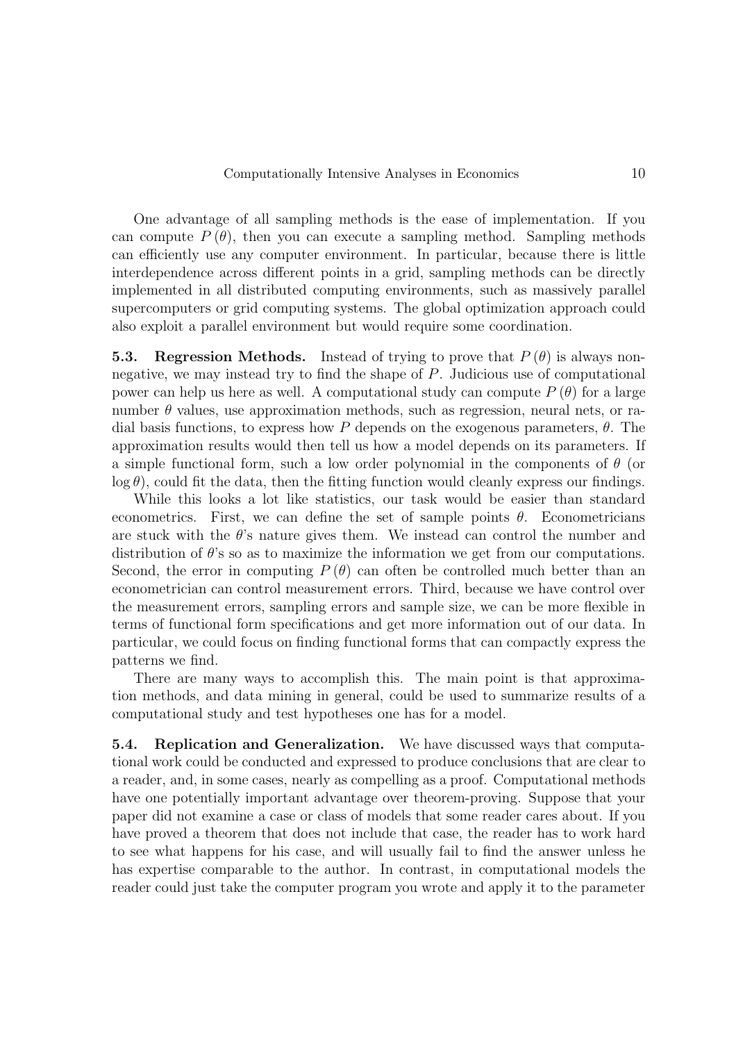One advantage of all sampling methods is the ease of implementation. If you can compute $P(\theta)$, then you can execute a sampling method. Sampling methods can efficiently use any computer environment. In particular, because there is little interdependence across different points in a grid, sampling methods can be directly implemented in all distributed computing environments, such as massively parallel supercomputers or grid computing systems. The global optimization approach could also exploit a parallel environment but would require some coordination.

**5.3. Regression Methods.** Instead of trying to prove that $P(\theta)$ is always nonnegative, we may instead try to find the shape of $P$. Judicious use of computational power can help us here as well. A computational study can compute $P(\theta)$ for a large number $\theta$ values, use approximation methods, such as regression, neural nets, or radial basis functions, to express how $P$ depends on the exogenous parameters, $\theta$. The approximation results would then tell us how a model depends on its parameters. If a simple functional form, such a low order polynomial in the components of $\theta$ (or $\log \theta$), could fit the data, then the fitting function would cleanly express our findings.

While this looks a lot like statistics, our task would be easier than standard econometrics. First, we can define the set of sample points $\theta$. Econometricians are stuck with the $\theta$'s nature gives them. We instead can control the number and distribution of $\theta$'s so as to maximize the information we get from our computations. Second, the error in computing $P(\theta)$ can often be controlled much better than an econometrician can control measurement errors. Third, because we have control over the measurement errors, sampling errors and sample size, we can be more flexible in terms of functional form specifications and get more information out of our data. In particular, we could focus on finding functional forms that can compactly express the patterns we find.

There are many ways to accomplish this. The main point is that approximation methods, and data mining in general, could be used to summarize results of a computational study and test hypotheses one has for a model.

**5.4. Replication and Generalization.** We have discussed ways that computational work could be conducted and expressed to produce conclusions that are clear to a reader, and, in some cases, nearly as compelling as a proof. Computational methods have one potentially important advantage over theorem-proving. Suppose that your paper did not examine a case or class of models that some reader cares about. If you have proved a theorem that does not include that case, the reader has to work hard to see what happens for his case, and will usually fail to find the answer unless he has expertise comparable to the author. In contrast, in computational models the reader could just take the computer program you wrote and apply it to the parameter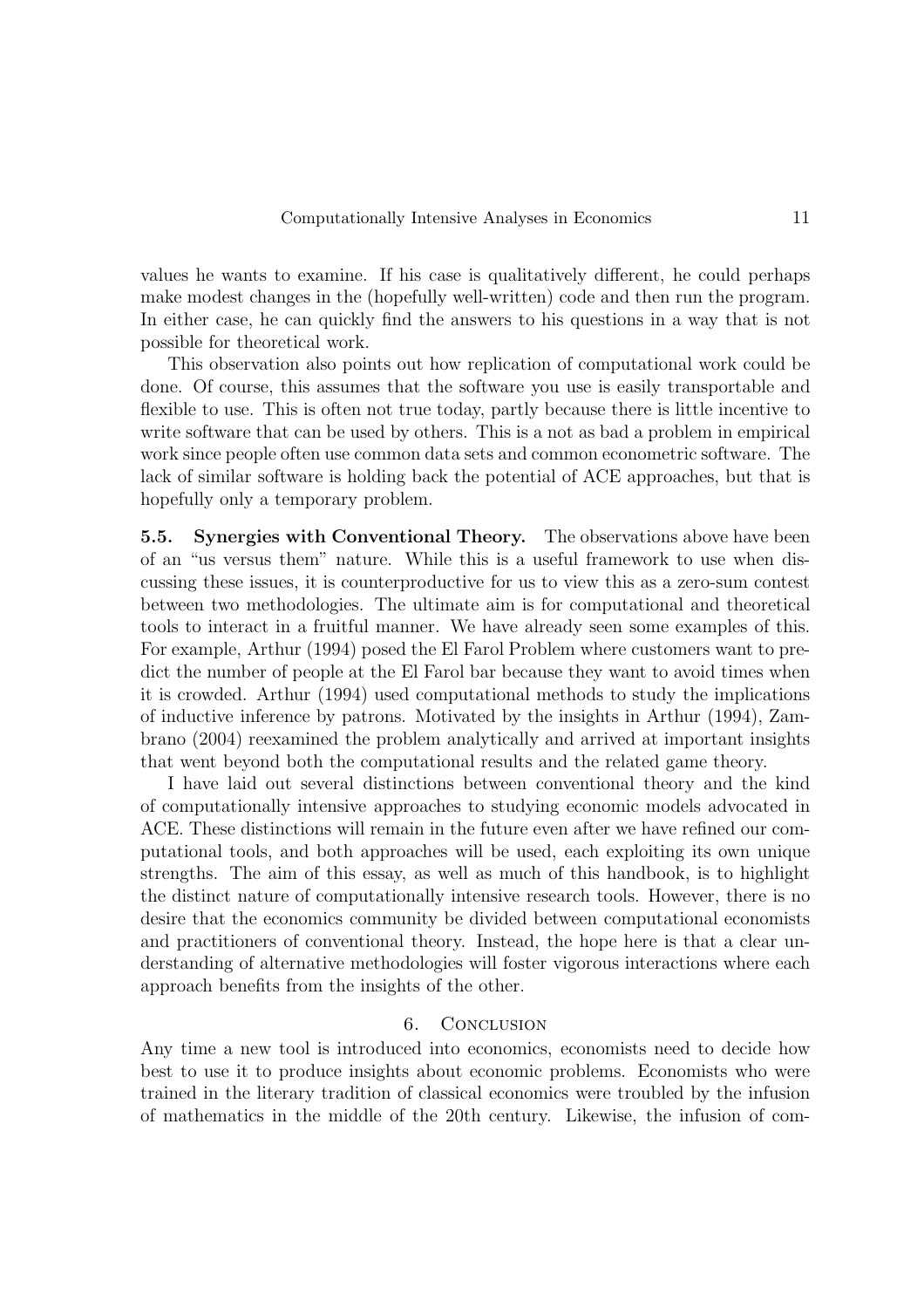values he wants to examine. If his case is qualitatively different, he could perhaps make modest changes in the (hopefully well-written) code and then run the program. In either case, he can quickly find the answers to his questions in a way that is not possible for theoretical work.

This observation also points out how replication of computational work could be done. Of course, this assumes that the software you use is easily transportable and flexible to use. This is often not true today, partly because there is little incentive to write software that can be used by others. This is a not as bad a problem in empirical work since people often use common data sets and common econometric software. The lack of similar software is holding back the potential of ACE approaches, but that is hopefully only a temporary problem.

**5.5. Synergies with Conventional Theory.** The observations above have been of an "us versus them" nature. While this is a useful framework to use when discussing these issues, it is counterproductive for us to view this as a zero-sum contest between two methodologies. The ultimate aim is for computational and theoretical tools to interact in a fruitful manner. We have already seen some examples of this. For example, Arthur (1994) posed the El Farol Problem where customers want to predict the number of people at the El Farol bar because they want to avoid times when it is crowded. Arthur (1994) used computational methods to study the implications of inductive inference by patrons. Motivated by the insights in Arthur (1994), Zambrano (2004) reexamined the problem analytically and arrived at important insights that went beyond both the computational results and the related game theory.

I have laid out several distinctions between conventional theory and the kind of computationally intensive approaches to studying economic models advocated in ACE. These distinctions will remain in the future even after we have refined our computational tools, and both approaches will be used, each exploiting its own unique strengths. The aim of this essay, as well as much of this handbook, is to highlight the distinct nature of computationally intensive research tools. However, there is no desire that the economics community be divided between computational economists and practitioners of conventional theory. Instead, the hope here is that a clear understanding of alternative methodologies will foster vigorous interactions where each approach benefits from the insights of the other.

## 6. Conclusion

Any time a new tool is introduced into economics, economists need to decide how best to use it to produce insights about economic problems. Economists who were trained in the literary tradition of classical economics were troubled by the infusion of mathematics in the middle of the 20th century. Likewise, the infusion of com-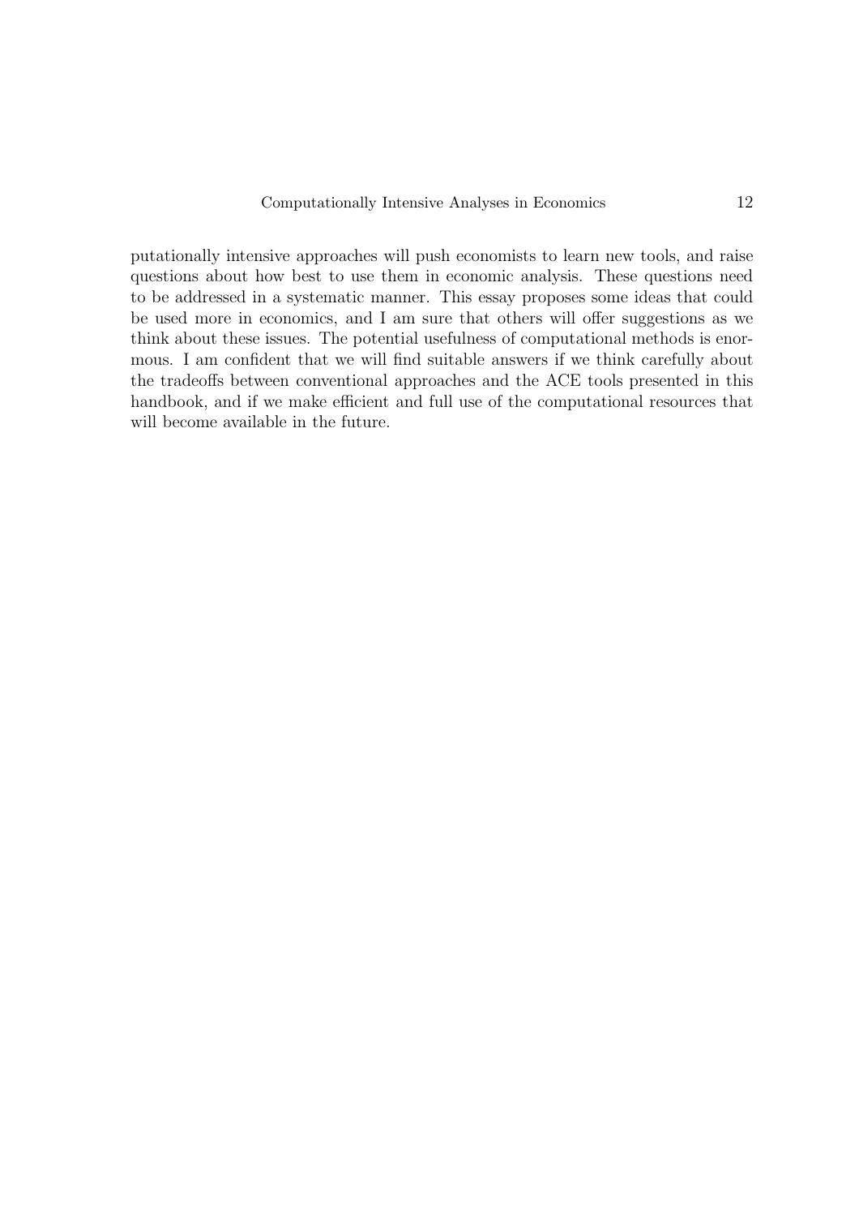putationally intensive approaches will push economists to learn new tools, and raise questions about how best to use them in economic analysis. These questions need to be addressed in a systematic manner. This essay proposes some ideas that could be used more in economics, and I am sure that others will offer suggestions as we think about these issues. The potential usefulness of computational methods is enormous. I am confident that we will find suitable answers if we think carefully about the tradeoffs between conventional approaches and the ACE tools presented in this handbook, and if we make efficient and full use of the computational resources that will become available in the future.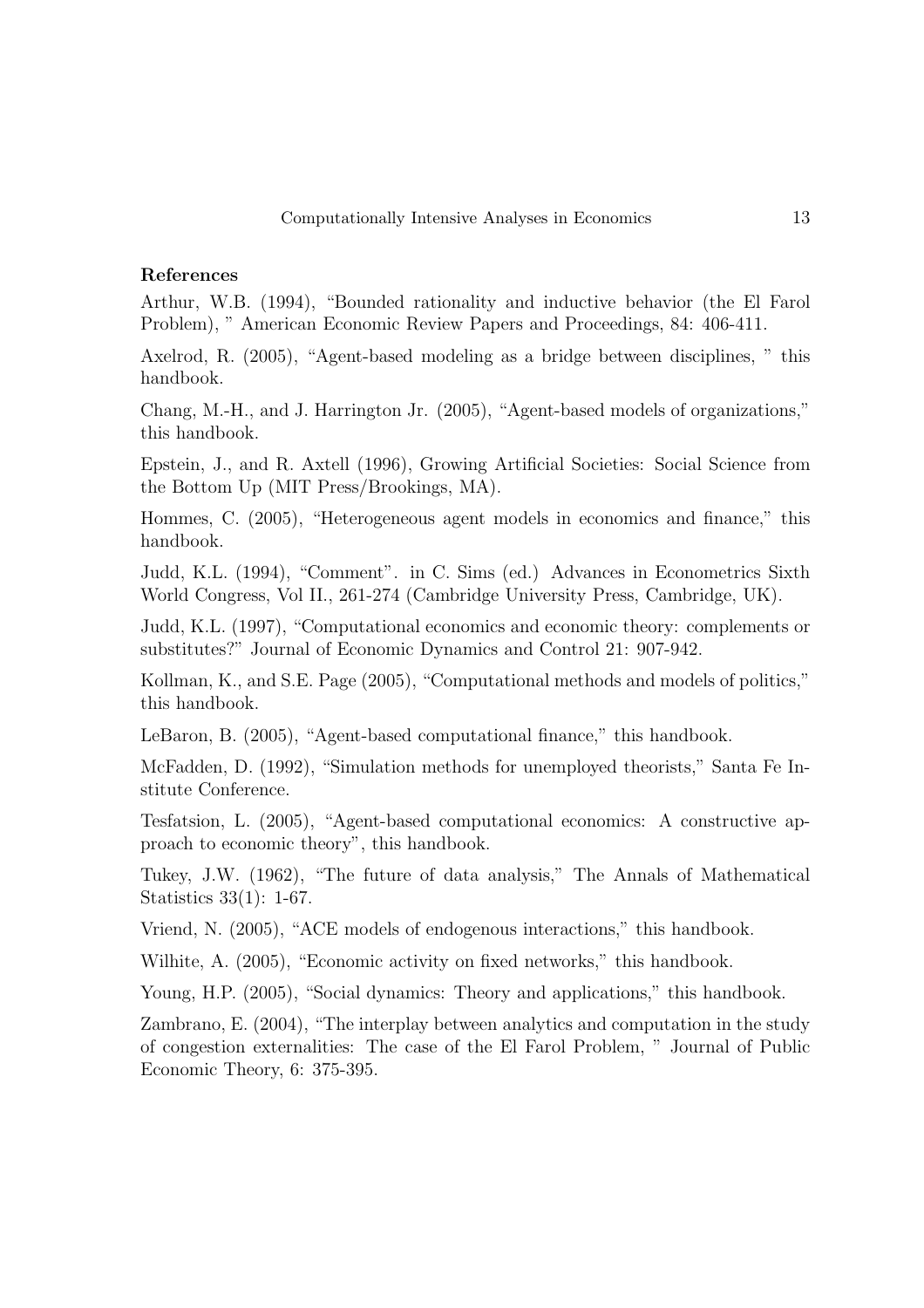## References

Arthur, W.B. (1994), "Bounded rationality and inductive behavior (the El Farol Problem), " American Economic Review Papers and Proceedings, 84: 406-411.

Axelrod, R. (2005), "Agent-based modeling as a bridge between disciplines, " this handbook.

Chang, M.-H., and J. Harrington Jr. (2005), "Agent-based models of organizations," this handbook.

Epstein, J., and R. Axtell (1996), Growing Artificial Societies: Social Science from the Bottom Up (MIT Press/Brookings, MA).

Hommes, C. (2005), "Heterogeneous agent models in economics and finance," this handbook.

Judd, K.L. (1994), "Comment". in C. Sims (ed.) Advances in Econometrics Sixth World Congress, Vol II., 261-274 (Cambridge University Press, Cambridge, UK).

Judd, K.L. (1997), "Computational economics and economic theory: complements or substitutes?" Journal of Economic Dynamics and Control 21: 907-942.

Kollman, K., and S.E. Page (2005), "Computational methods and models of politics," this handbook.

LeBaron, B. (2005), "Agent-based computational finance," this handbook.

McFadden, D. (1992), "Simulation methods for unemployed theorists," Santa Fe Institute Conference.

Tesfatsion, L. (2005), "Agent-based computational economics: A constructive approach to economic theory", this handbook.

Tukey, J.W. (1962), "The future of data analysis," The Annals of Mathematical Statistics 33(1): 1-67.

Vriend, N. (2005), "ACE models of endogenous interactions," this handbook.

Wilhite, A. (2005), "Economic activity on fixed networks," this handbook.

Young, H.P. (2005), "Social dynamics: Theory and applications," this handbook.

Zambrano, E. (2004), "The interplay between analytics and computation in the study of congestion externalities: The case of the El Farol Problem, " Journal of Public Economic Theory, 6: 375-395.